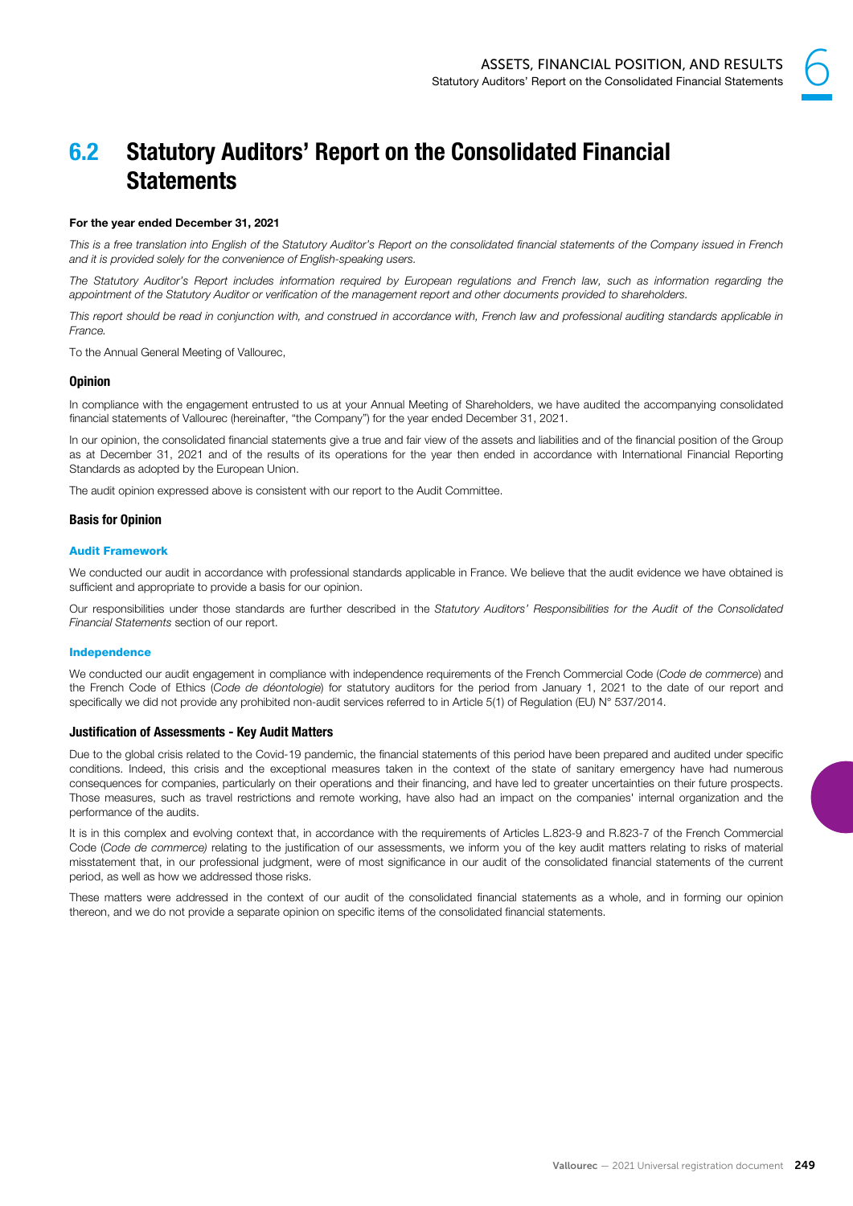# 6.2 Statutory Auditors' Report on the Consolidated Financial Statements

**For the year ended December 31, 2021**

*This is a free translation into English of the Statutory Auditor's Report on the consolidated financial statements of the Company issued in French and it is provided solely for the convenience of English-speaking users.*

*The Statutory Auditor's Report includes information required by European regulations and French law, such as information regarding the appointment of the Statutory Auditor or verification of the management report and other documents provided to shareholders.*

*This report should be read in conjunction with, and construed in accordance with, French law and professional auditing standards applicable in France.*

To the Annual General Meeting of Vallourec,

## Opinion

In compliance with the engagement entrusted to us at your Annual Meeting of Shareholders, we have audited the accompanying consolidated financial statements of Vallourec (hereinafter, "the Company") for the year ended December 31, 2021.

In our opinion, the consolidated financial statements give a true and fair view of the assets and liabilities and of the financial position of the Group as at December 31, 2021 and of the results of its operations for the year then ended in accordance with International Financial Reporting Standards as adopted by the European Union.

The audit opinion expressed above is consistent with our report to the Audit Committee.

## Basis for Opinion

### Audit Framework

We conducted our audit in accordance with professional standards applicable in France. We believe that the audit evidence we have obtained is sufficient and appropriate to provide a basis for our opinion.

Our responsibilities under those standards are further described in the *Statutory Auditors' Responsibilities for the Audit of the Consolidated Financial Statements* section of our report.

### Independence

We conducted our audit engagement in compliance with independence requirements of the French Commercial Code (*Code de commerce*) and the French Code of Ethics (*Code de déontologie*) for statutory auditors for the period from January 1, 2021 to the date of our report and specifically we did not provide any prohibited non-audit services referred to in Article 5(1) of Regulation (EU) N° 537/2014.

## Justification of Assessments - Key Audit Matters

Due to the global crisis related to the Covid-19 pandemic, the financial statements of this period have been prepared and audited under specific conditions. Indeed, this crisis and the exceptional measures taken in the context of the state of sanitary emergency have had numerous consequences for companies, particularly on their operations and their financing, and have led to greater uncertainties on their future prospects. Those measures, such as travel restrictions and remote working, have also had an impact on the companies' internal organization and the performance of the audits.

It is in this complex and evolving context that, in accordance with the requirements of Articles L.823-9 and R.823-7 of the French Commercial Code (*Code de commerce)* relating to the justification of our assessments, we inform you of the key audit matters relating to risks of material misstatement that, in our professional judgment, were of most significance in our audit of the consolidated financial statements of the current period, as well as how we addressed those risks.

These matters were addressed in the context of our audit of the consolidated financial statements as a whole, and in forming our opinion thereon, and we do not provide a separate opinion on specific items of the consolidated financial statements.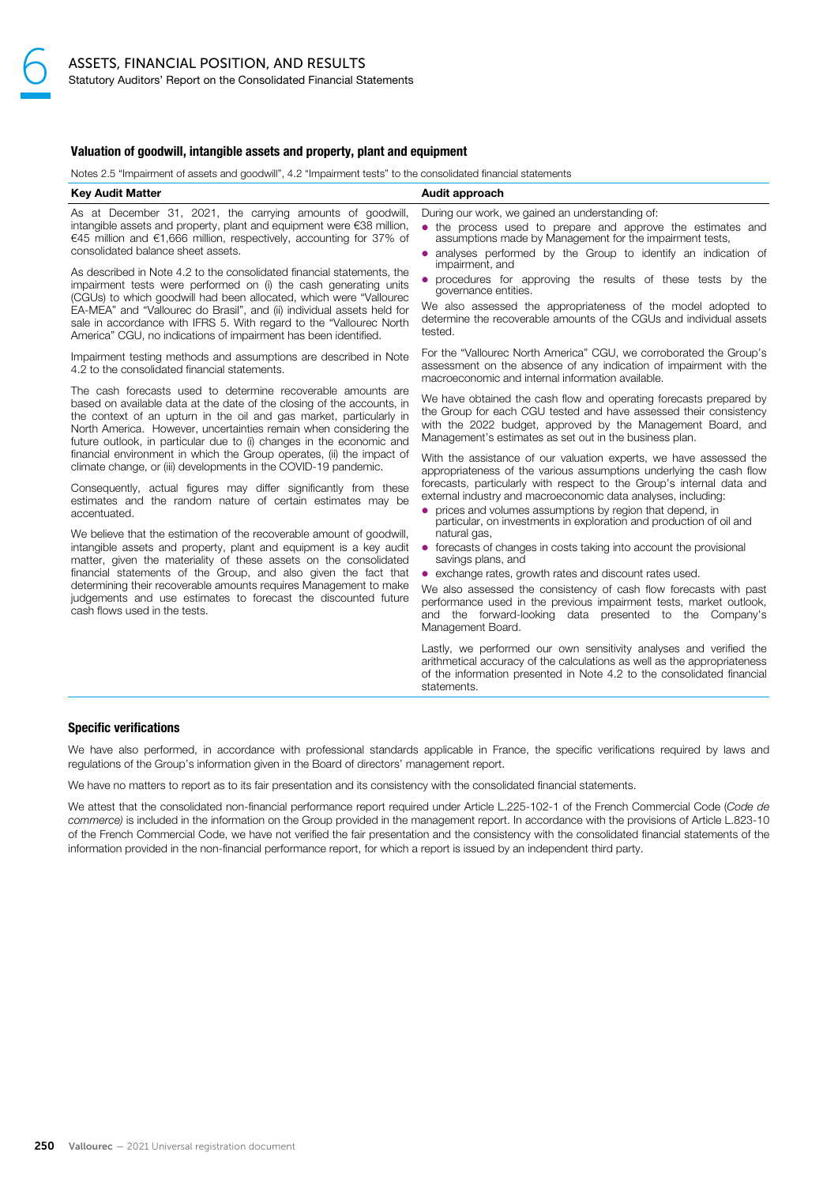#### Valuation of goodwill, intangible assets and property, plant and equipment

Notes 2.5 "Impairment of assets and goodwill", 4.2 "Impairment tests" to the consolidated financial statements

| Key Audit Matter | Audit approach |
|---|---|
| As at December 31, 2021, the carrying amounts of goodwill, intangible assets and property, plant and equipment were €38 million, €45 million and €1,666 million, respectively, accounting for 37% of consolidated balance sheet assets.<br><br>As described in Note 4.2 to the consolidated financial statements, the impairment tests were performed on (i) the cash generating units (CGUs) to which goodwill had been allocated, which were "Vallourec EA-MEA" and "Vallourec do Brasil", and (ii) individual assets held for sale in accordance with IFRS 5. With regard to the "Vallourec North America" CGU, no indications of impairment has been identified.<br><br>Impairment testing methods and assumptions are described in Note 4.2 to the consolidated financial statements.<br><br>The cash forecasts used to determine recoverable amounts are based on available data at the date of the closing of the accounts, in the context of an upturn in the oil and gas market, particularly in North America. However, uncertainties remain when considering the future outlook, in particular due to (i) changes in the economic and financial environment in which the Group operates, (ii) the impact of climate change, or (iii) developments in the COVID-19 pandemic.<br><br>Consequently, actual figures may differ significantly from these estimates and the random nature of certain estimates may be accentuated.<br><br>We believe that the estimation of the recoverable amount of goodwill, intangible assets and property, plant and equipment is a key audit matter, given the materiality of these assets on the consolidated financial statements of the Group, and also given the fact that determining their recoverable amounts requires Management to make judgements and use estimates to forecast the discounted future cash flows used in the tests. | During our work, we gained an understanding of:<br>• the process used to prepare and approve the estimates and assumptions made by Management for the impairment tests,<br>• analyses performed by the Group to identify an indication of impairment, and<br>• procedures for approving the results of these tests by the governance entities.<br><br>We also assessed the appropriateness of the model adopted to determine the recoverable amounts of the CGUs and individual assets tested.<br><br>For the "Vallourec North America" CGU, we corroborated the Group's assessment on the absence of any indication of impairment with the macroeconomic and internal information available.<br><br>We have obtained the cash flow and operating forecasts prepared by the Group for each CGU tested and have assessed their consistency with the 2022 budget, approved by the Management Board, and Management's estimates as set out in the business plan.<br><br>With the assistance of our valuation experts, we have assessed the appropriateness of the various assumptions underlying the cash flow forecasts, particularly with respect to the Group's internal data and external industry and macroeconomic data analyses, including:<br>• prices and volumes assumptions by region that depend, in particular, on investments in exploration and production of oil and natural gas,<br>• forecasts of changes in costs taking into account the provisional savings plans, and<br>• exchange rates, growth rates and discount rates used.<br><br>We also assessed the consistency of cash flow forecasts with past performance used in the previous impairment tests, market outlook, and the forward-looking data presented to the Company's Management Board.<br><br>Lastly, we performed our own sensitivity analyses and verified the arithmetical accuracy of the calculations as well as the appropriateness of the information presented in Note 4.2 to the consolidated financial statements. |

#### Specific verifications

We have also performed, in accordance with professional standards applicable in France, the specific verifications required by laws and regulations of the Group's information given in the Board of directors' management report.

We have no matters to report as to its fair presentation and its consistency with the consolidated financial statements.

We attest that the consolidated non-financial performance report required under Article L.225-102-1 of the French Commercial Code (*Code de commerce)* is included in the information on the Group provided in the management report. In accordance with the provisions of Article L.823-10 of the French Commercial Code, we have not verified the fair presentation and the consistency with the consolidated financial statements of the information provided in the non-financial performance report, for which a report is issued by an independent third party.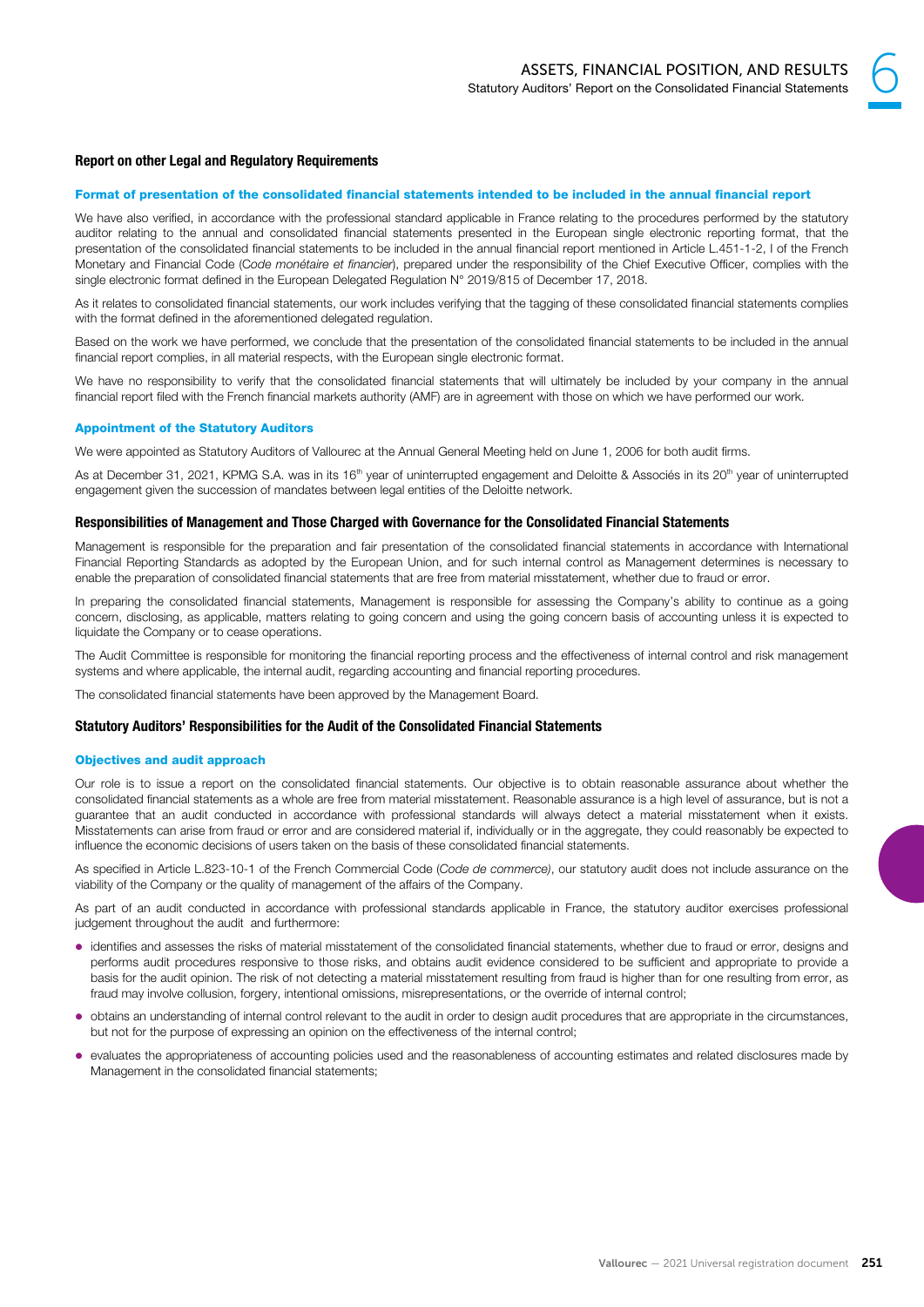### Report on other Legal and Regulatory Requirements

#### Format of presentation of the consolidated financial statements intended to be included in the annual financial report

We have also verified, in accordance with the professional standard applicable in France relating to the procedures performed by the statutory auditor relating to the annual and consolidated financial statements presented in the European single electronic reporting format, that the presentation of the consolidated financial statements to be included in the annual financial report mentioned in Article L.451-1-2, I of the French Monetary and Financial Code (*Code monétaire et financier*), prepared under the responsibility of the Chief Executive Officer, complies with the single electronic format defined in the European Delegated Regulation N° 2019/815 of December 17, 2018.

As it relates to consolidated financial statements, our work includes verifying that the tagging of these consolidated financial statements complies with the format defined in the aforementioned delegated regulation.

Based on the work we have performed, we conclude that the presentation of the consolidated financial statements to be included in the annual financial report complies, in all material respects, with the European single electronic format.

We have no responsibility to verify that the consolidated financial statements that will ultimately be included by your company in the annual financial report filed with the French financial markets authority (AMF) are in agreement with those on which we have performed our work.

#### Appointment of the Statutory Auditors

We were appointed as Statutory Auditors of Vallourec at the Annual General Meeting held on June 1, 2006 for both audit firms.

As at December 31, 2021, KPMG S.A. was in its 16th year of uninterrupted engagement and Deloitte & Associés in its 20th year of uninterrupted engagement given the succession of mandates between legal entities of the Deloitte network.

### Responsibilities of Management and Those Charged with Governance for the Consolidated Financial Statements

Management is responsible for the preparation and fair presentation of the consolidated financial statements in accordance with International Financial Reporting Standards as adopted by the European Union, and for such internal control as Management determines is necessary to enable the preparation of consolidated financial statements that are free from material misstatement, whether due to fraud or error.

In preparing the consolidated financial statements, Management is responsible for assessing the Company's ability to continue as a going concern, disclosing, as applicable, matters relating to going concern and using the going concern basis of accounting unless it is expected to liquidate the Company or to cease operations.

The Audit Committee is responsible for monitoring the financial reporting process and the effectiveness of internal control and risk management systems and where applicable, the internal audit, regarding accounting and financial reporting procedures.

The consolidated financial statements have been approved by the Management Board.

### Statutory Auditors' Responsibilities for the Audit of the Consolidated Financial Statements

#### Objectives and audit approach

Our role is to issue a report on the consolidated financial statements. Our objective is to obtain reasonable assurance about whether the consolidated financial statements as a whole are free from material misstatement. Reasonable assurance is a high level of assurance, but is not a guarantee that an audit conducted in accordance with professional standards will always detect a material misstatement when it exists. Misstatements can arise from fraud or error and are considered material if, individually or in the aggregate, they could reasonably be expected to influence the economic decisions of users taken on the basis of these consolidated financial statements.

As specified in Article L.823-10-1 of the French Commercial Code (*Code de commerce)*, our statutory audit does not include assurance on the viability of the Company or the quality of management of the affairs of the Company.

As part of an audit conducted in accordance with professional standards applicable in France, the statutory auditor exercises professional judgement throughout the audit and furthermore:

- identifies and assesses the risks of material misstatement of the consolidated financial statements, whether due to fraud or error, designs and performs audit procedures responsive to those risks, and obtains audit evidence considered to be sufficient and appropriate to provide a basis for the audit opinion. The risk of not detecting a material misstatement resulting from fraud is higher than for one resulting from error, as fraud may involve collusion, forgery, intentional omissions, misrepresentations, or the override of internal control;
- obtains an understanding of internal control relevant to the audit in order to design audit procedures that are appropriate in the circumstances, but not for the purpose of expressing an opinion on the effectiveness of the internal control;
- evaluates the appropriateness of accounting policies used and the reasonableness of accounting estimates and related disclosures made by Management in the consolidated financial statements;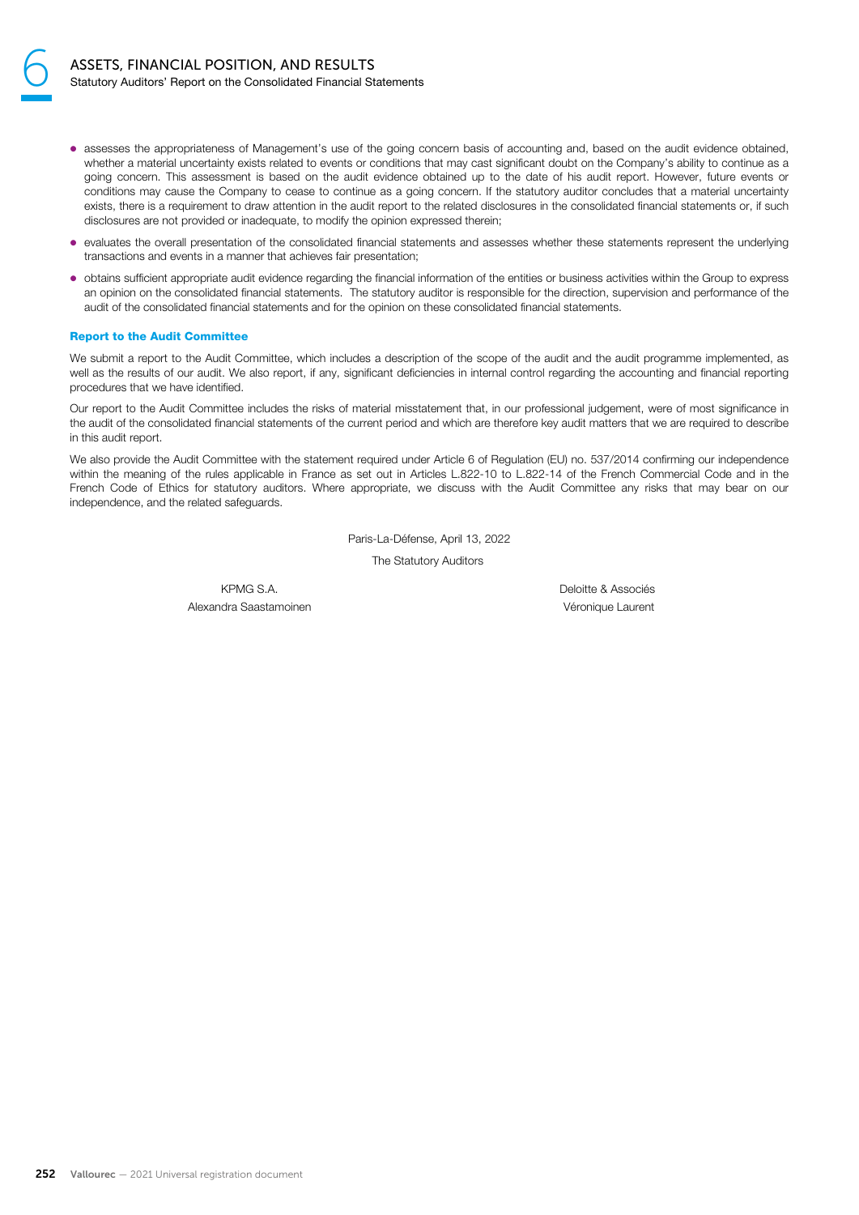- assesses the appropriateness of Management's use of the going concern basis of accounting and, based on the audit evidence obtained, whether a material uncertainty exists related to events or conditions that may cast significant doubt on the Company's ability to continue as a going concern. This assessment is based on the audit evidence obtained up to the date of his audit report. However, future events or conditions may cause the Company to cease to continue as a going concern. If the statutory auditor concludes that a material uncertainty exists, there is a requirement to draw attention in the audit report to the related disclosures in the consolidated financial statements or, if such disclosures are not provided or inadequate, to modify the opinion expressed therein;
- evaluates the overall presentation of the consolidated financial statements and assesses whether these statements represent the underlying transactions and events in a manner that achieves fair presentation;
- obtains sufficient appropriate audit evidence regarding the financial information of the entities or business activities within the Group to express an opinion on the consolidated financial statements. The statutory auditor is responsible for the direction, supervision and performance of the audit of the consolidated financial statements and for the opinion on these consolidated financial statements.

#### Report to the Audit Committee

We submit a report to the Audit Committee, which includes a description of the scope of the audit and the audit programme implemented, as well as the results of our audit. We also report, if any, significant deficiencies in internal control regarding the accounting and financial reporting procedures that we have identified.

Our report to the Audit Committee includes the risks of material misstatement that, in our professional judgement, were of most significance in the audit of the consolidated financial statements of the current period and which are therefore key audit matters that we are required to describe in this audit report.

We also provide the Audit Committee with the statement required under Article 6 of Regulation (EU) no. 537/2014 confirming our independence within the meaning of the rules applicable in France as set out in Articles L.822-10 to L.822-14 of the French Commercial Code and in the French Code of Ethics for statutory auditors. Where appropriate, we discuss with the Audit Committee any risks that may bear on our independence, and the related safeguards.

Paris-La-Défense, April 13, 2022

The Statutory Auditors

KPMG S.A.
Alexandra Saastamoinen

Deloitte & Associés
Véronique Laurent